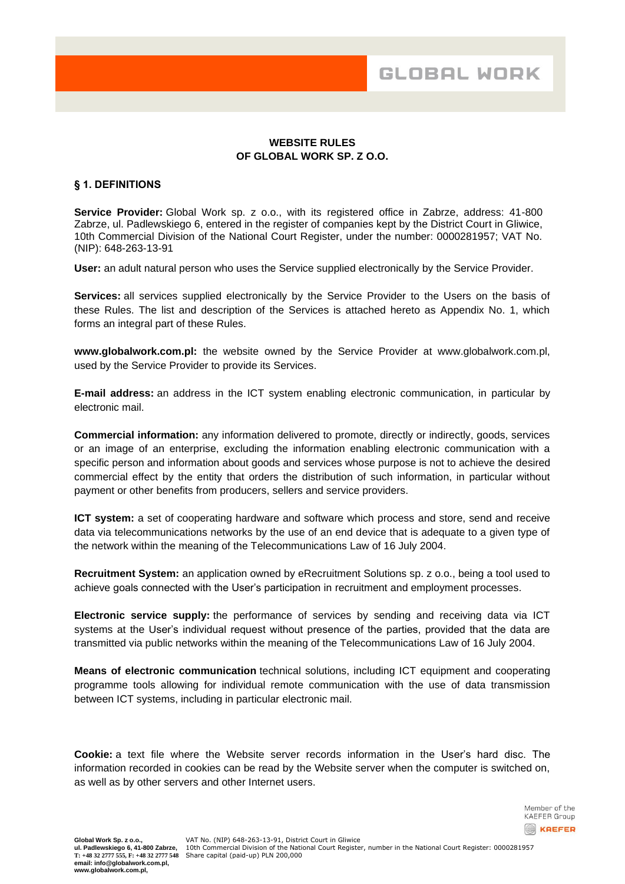# WEBSITE RULES
# OF GLOBAL WORK SP. Z O.O.

## § 1. DEFINITIONS

**Service Provider:** Global Work sp. z o.o., with its registered office in Zabrze, address: 41-800 Zabrze, ul. Padlewskiego 6, entered in the register of companies kept by the District Court in Gliwice, 10th Commercial Division of the National Court Register, under the number: 0000281957; VAT No. (NIP): 648-263-13-91

**User:** an adult natural person who uses the Service supplied electronically by the Service Provider.

**Services:** all services supplied electronically by the Service Provider to the Users on the basis of these Rules. The list and description of the Services is attached hereto as Appendix No. 1, which forms an integral part of these Rules.

**www.globalwork.com.pl:** the website owned by the Service Provider at www.globalwork.com.pl, used by the Service Provider to provide its Services.

**E-mail address:** an address in the ICT system enabling electronic communication, in particular by electronic mail.

**Commercial information:** any information delivered to promote, directly or indirectly, goods, services or an image of an enterprise, excluding the information enabling electronic communication with a specific person and information about goods and services whose purpose is not to achieve the desired commercial effect by the entity that orders the distribution of such information, in particular without payment or other benefits from producers, sellers and service providers.

**ICT system:** a set of cooperating hardware and software which process and store, send and receive data via telecommunications networks by the use of an end device that is adequate to a given type of the network within the meaning of the Telecommunications Law of 16 July 2004.

**Recruitment System:** an application owned by eRecruitment Solutions sp. z o.o., being a tool used to achieve goals connected with the User's participation in recruitment and employment processes.

**Electronic service supply:** the performance of services by sending and receiving data via ICT systems at the User's individual request without presence of the parties, provided that the data are transmitted via public networks within the meaning of the Telecommunications Law of 16 July 2004.

**Means of electronic communication** technical solutions, including ICT equipment and cooperating programme tools allowing for individual remote communication with the use of data transmission between ICT systems, including in particular electronic mail.

**Cookie:** a text file where the Website server records information in the User's hard disc. The information recorded in cookies can be read by the Website server when the computer is switched on, as well as by other servers and other Internet users.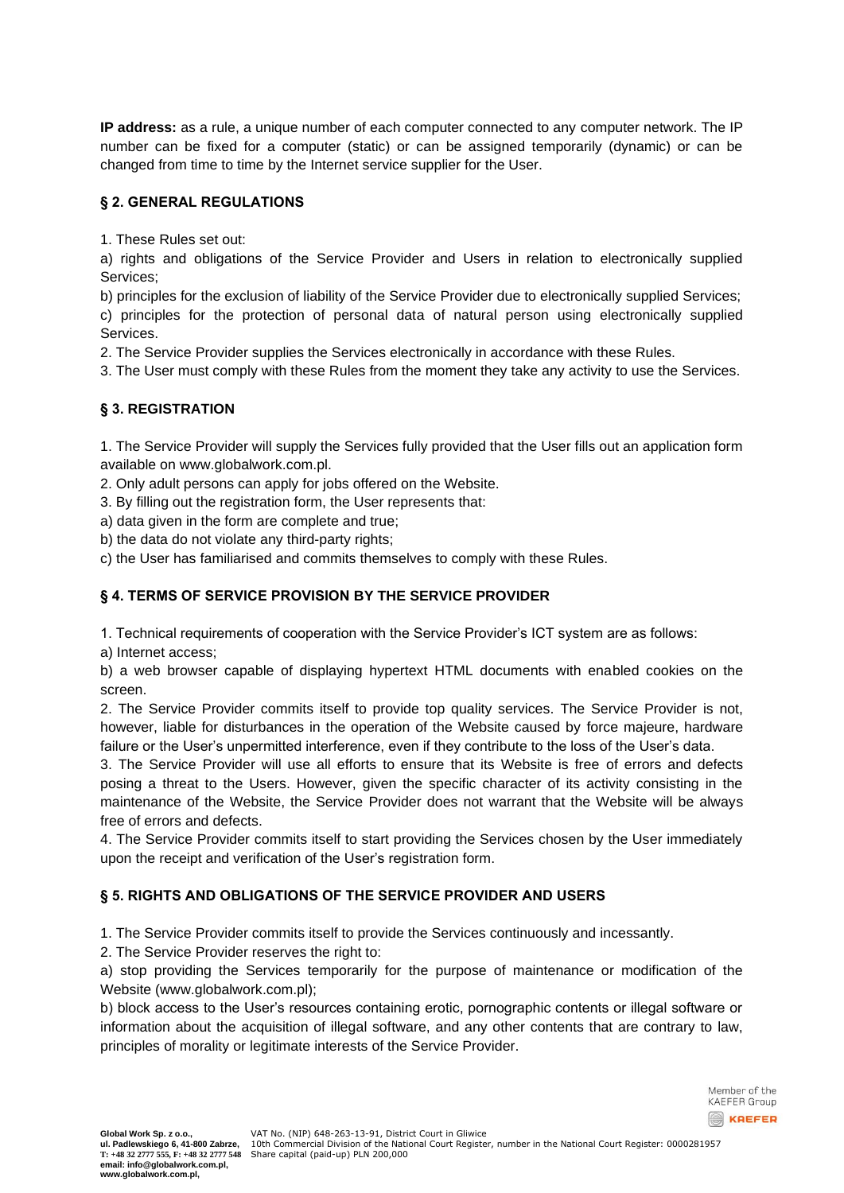**IP address:** as a rule, a unique number of each computer connected to any computer network. The IP number can be fixed for a computer (static) or can be assigned temporarily (dynamic) or can be changed from time to time by the Internet service supplier for the User.

## § 2. GENERAL REGULATIONS

1. These Rules set out:

a) rights and obligations of the Service Provider and Users in relation to electronically supplied Services;

b) principles for the exclusion of liability of the Service Provider due to electronically supplied Services;

c) principles for the protection of personal data of natural person using electronically supplied Services.

2. The Service Provider supplies the Services electronically in accordance with these Rules.

3. The User must comply with these Rules from the moment they take any activity to use the Services.

## § 3. REGISTRATION

1. The Service Provider will supply the Services fully provided that the User fills out an application form available on www.globalwork.com.pl.

2. Only adult persons can apply for jobs offered on the Website.

3. By filling out the registration form, the User represents that:

a) data given in the form are complete and true;

b) the data do not violate any third-party rights;

c) the User has familiarised and commits themselves to comply with these Rules.

## § 4. TERMS OF SERVICE PROVISION BY THE SERVICE PROVIDER

1. Technical requirements of cooperation with the Service Provider's ICT system are as follows:

a) Internet access;

b) a web browser capable of displaying hypertext HTML documents with enabled cookies on the screen.

2. The Service Provider commits itself to provide top quality services. The Service Provider is not, however, liable for disturbances in the operation of the Website caused by force majeure, hardware failure or the User's unpermitted interference, even if they contribute to the loss of the User's data.

3. The Service Provider will use all efforts to ensure that its Website is free of errors and defects posing a threat to the Users. However, given the specific character of its activity consisting in the maintenance of the Website, the Service Provider does not warrant that the Website will be always free of errors and defects.

4. The Service Provider commits itself to start providing the Services chosen by the User immediately upon the receipt and verification of the User's registration form.

## § 5. RIGHTS AND OBLIGATIONS OF THE SERVICE PROVIDER AND USERS

1. The Service Provider commits itself to provide the Services continuously and incessantly.

2. The Service Provider reserves the right to:

a) stop providing the Services temporarily for the purpose of maintenance or modification of the Website (www.globalwork.com.pl);

b) block access to the User's resources containing erotic, pornographic contents or illegal software or information about the acquisition of illegal software, and any other contents that are contrary to law, principles of morality or legitimate interests of the Service Provider.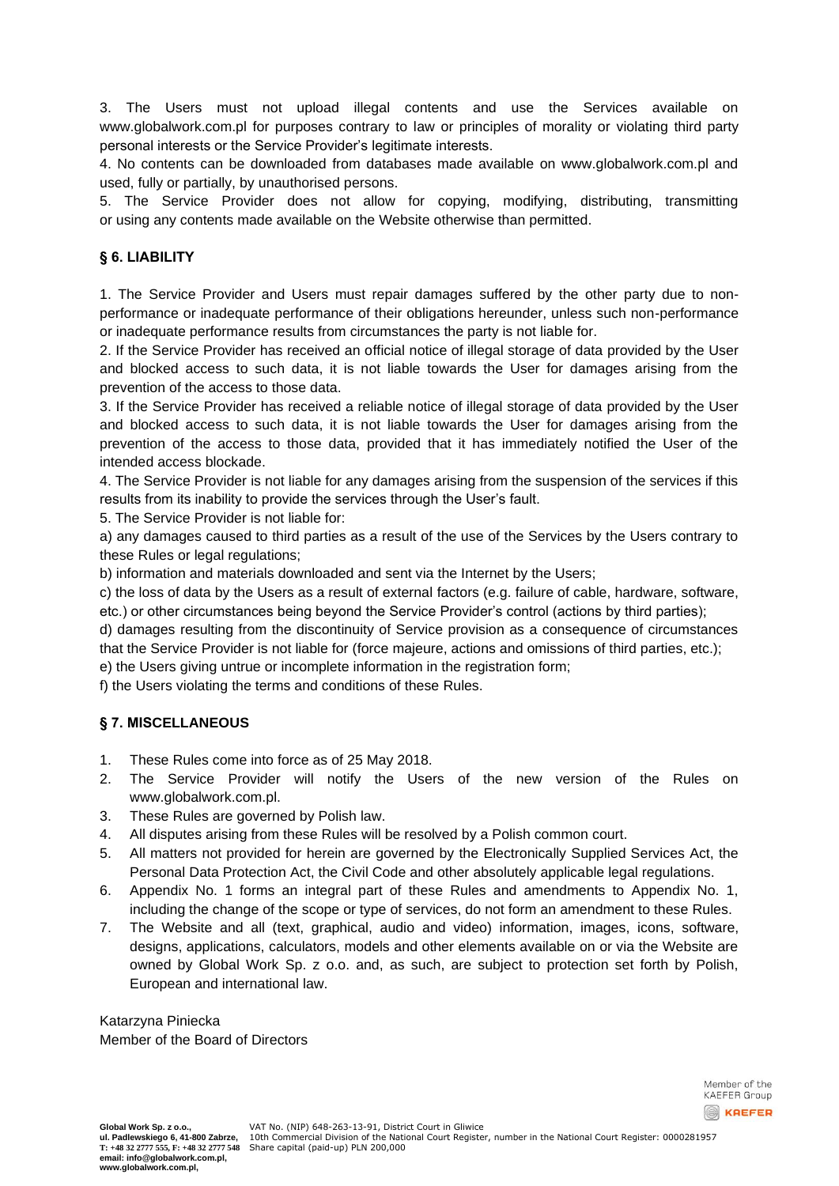3. The Users must not upload illegal contents and use the Services available on www.globalwork.com.pl for purposes contrary to law or principles of morality or violating third party personal interests or the Service Provider's legitimate interests.

4. No contents can be downloaded from databases made available on www.globalwork.com.pl and used, fully or partially, by unauthorised persons.

5. The Service Provider does not allow for copying, modifying, distributing, transmitting or using any contents made available on the Website otherwise than permitted.

## § 6. LIABILITY

1. The Service Provider and Users must repair damages suffered by the other party due to non-performance or inadequate performance of their obligations hereunder, unless such non-performance or inadequate performance results from circumstances the party is not liable for.

2. If the Service Provider has received an official notice of illegal storage of data provided by the User and blocked access to such data, it is not liable towards the User for damages arising from the prevention of the access to those data.

3. If the Service Provider has received a reliable notice of illegal storage of data provided by the User and blocked access to such data, it is not liable towards the User for damages arising from the prevention of the access to those data, provided that it has immediately notified the User of the intended access blockade.

4. The Service Provider is not liable for any damages arising from the suspension of the services if this results from its inability to provide the services through the User's fault.

5. The Service Provider is not liable for:

a) any damages caused to third parties as a result of the use of the Services by the Users contrary to these Rules or legal regulations;

b) information and materials downloaded and sent via the Internet by the Users;

c) the loss of data by the Users as a result of external factors (e.g. failure of cable, hardware, software, etc.) or other circumstances being beyond the Service Provider's control (actions by third parties);

d) damages resulting from the discontinuity of Service provision as a consequence of circumstances that the Service Provider is not liable for (force majeure, actions and omissions of third parties, etc.);

e) the Users giving untrue or incomplete information in the registration form;

f) the Users violating the terms and conditions of these Rules.

## § 7. MISCELLANEOUS

1. These Rules come into force as of 25 May 2018.
2. The Service Provider will notify the Users of the new version of the Rules on www.globalwork.com.pl.
3. These Rules are governed by Polish law.
4. All disputes arising from these Rules will be resolved by a Polish common court.
5. All matters not provided for herein are governed by the Electronically Supplied Services Act, the Personal Data Protection Act, the Civil Code and other absolutely applicable legal regulations.
6. Appendix No. 1 forms an integral part of these Rules and amendments to Appendix No. 1, including the change of the scope or type of services, do not form an amendment to these Rules.
7. The Website and all (text, graphical, audio and video) information, images, icons, software, designs, applications, calculators, models and other elements available on or via the Website are owned by Global Work Sp. z o.o. and, as such, are subject to protection set forth by Polish, European and international law.

Katarzyna Piniecka
Member of the Board of Directors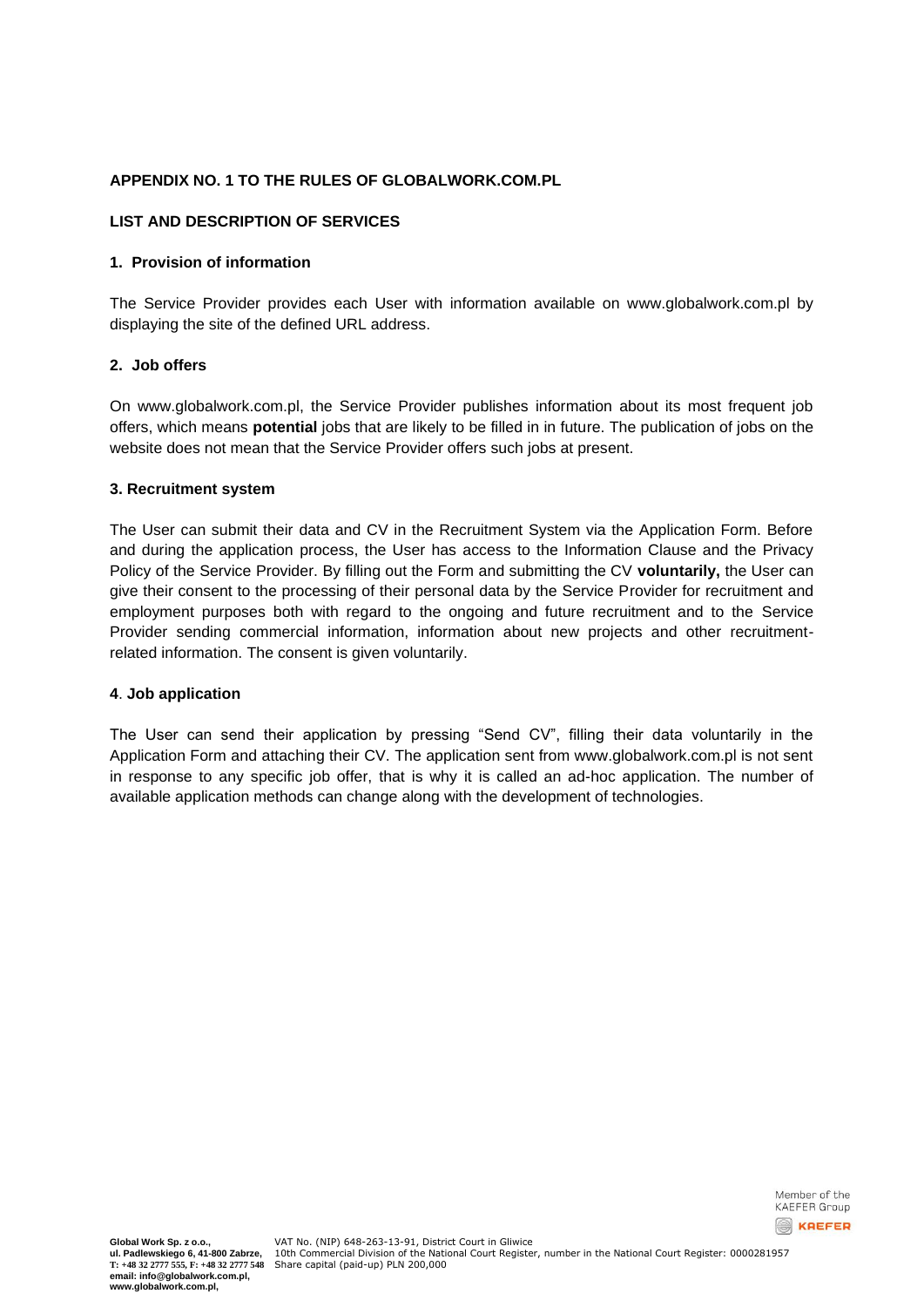**APPENDIX NO. 1 TO THE RULES OF GLOBALWORK.COM.PL**

**LIST AND DESCRIPTION OF SERVICES**

**1. Provision of information**

The Service Provider provides each User with information available on www.globalwork.com.pl by displaying the site of the defined URL address.

**2. Job offers**

On www.globalwork.com.pl, the Service Provider publishes information about its most frequent job offers, which means **potential** jobs that are likely to be filled in in future. The publication of jobs on the website does not mean that the Service Provider offers such jobs at present.

**3. Recruitment system**

The User can submit their data and CV in the Recruitment System via the Application Form. Before and during the application process, the User has access to the Information Clause and the Privacy Policy of the Service Provider. By filling out the Form and submitting the CV **voluntarily,** the User can give their consent to the processing of their personal data by the Service Provider for recruitment and employment purposes both with regard to the ongoing and future recruitment and to the Service Provider sending commercial information, information about new projects and other recruitment-related information. The consent is given voluntarily.

**4**. **Job application**

The User can send their application by pressing "Send CV", filling their data voluntarily in the Application Form and attaching their CV. The application sent from www.globalwork.com.pl is not sent in response to any specific job offer, that is why it is called an ad-hoc application. The number of available application methods can change along with the development of technologies.